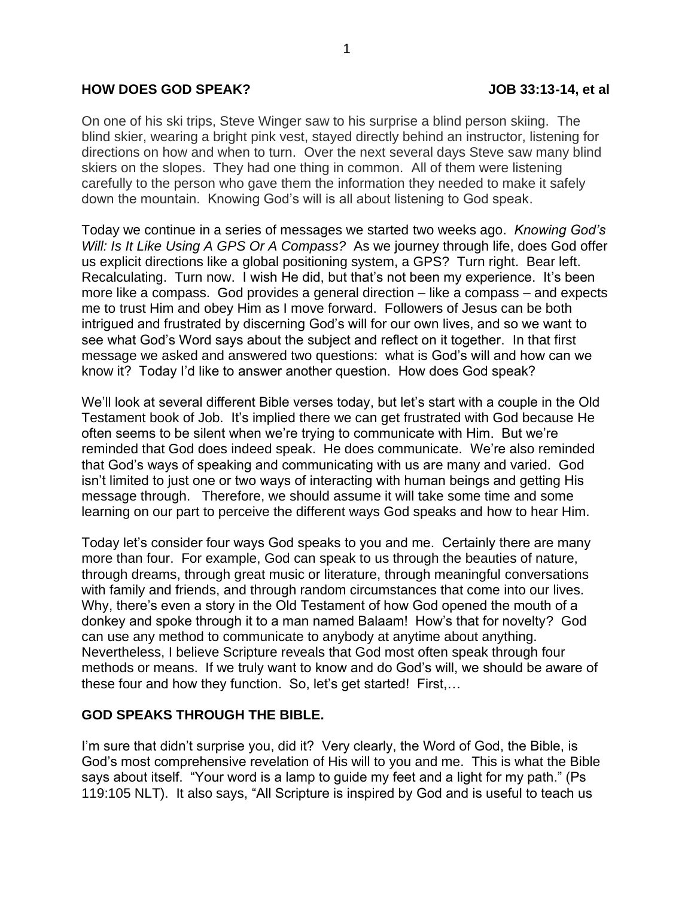**HOW DOES GOD SPEAK?** **JOB 33:13-14, et al**

On one of his ski trips, Steve Winger saw to his surprise a blind person skiing. The blind skier, wearing a bright pink vest, stayed directly behind an instructor, listening for directions on how and when to turn. Over the next several days Steve saw many blind skiers on the slopes. They had one thing in common. All of them were listening carefully to the person who gave them the information they needed to make it safely down the mountain. Knowing God's will is all about listening to God speak.

Today we continue in a series of messages we started two weeks ago. *Knowing God's Will: Is It Like Using A GPS Or A Compass?* As we journey through life, does God offer us explicit directions like a global positioning system, a GPS? Turn right. Bear left. Recalculating. Turn now. I wish He did, but that's not been my experience. It's been more like a compass. God provides a general direction – like a compass – and expects me to trust Him and obey Him as I move forward. Followers of Jesus can be both intrigued and frustrated by discerning God's will for our own lives, and so we want to see what God's Word says about the subject and reflect on it together. In that first message we asked and answered two questions: what is God's will and how can we know it? Today I'd like to answer another question. How does God speak?

We'll look at several different Bible verses today, but let's start with a couple in the Old Testament book of Job. It's implied there we can get frustrated with God because He often seems to be silent when we're trying to communicate with Him. But we're reminded that God does indeed speak. He does communicate. We're also reminded that God's ways of speaking and communicating with us are many and varied. God isn't limited to just one or two ways of interacting with human beings and getting His message through. Therefore, we should assume it will take some time and some learning on our part to perceive the different ways God speaks and how to hear Him.

Today let's consider four ways God speaks to you and me. Certainly there are many more than four. For example, God can speak to us through the beauties of nature, through dreams, through great music or literature, through meaningful conversations with family and friends, and through random circumstances that come into our lives. Why, there's even a story in the Old Testament of how God opened the mouth of a donkey and spoke through it to a man named Balaam! How's that for novelty? God can use any method to communicate to anybody at anytime about anything. Nevertheless, I believe Scripture reveals that God most often speak through four methods or means. If we truly want to know and do God's will, we should be aware of these four and how they function. So, let's get started! First,…

## GOD SPEAKS THROUGH THE BIBLE.

I'm sure that didn't surprise you, did it? Very clearly, the Word of God, the Bible, is God's most comprehensive revelation of His will to you and me. This is what the Bible says about itself. "Your word is a lamp to guide my feet and a light for my path." (Ps 119:105 NLT). It also says, "All Scripture is inspired by God and is useful to teach us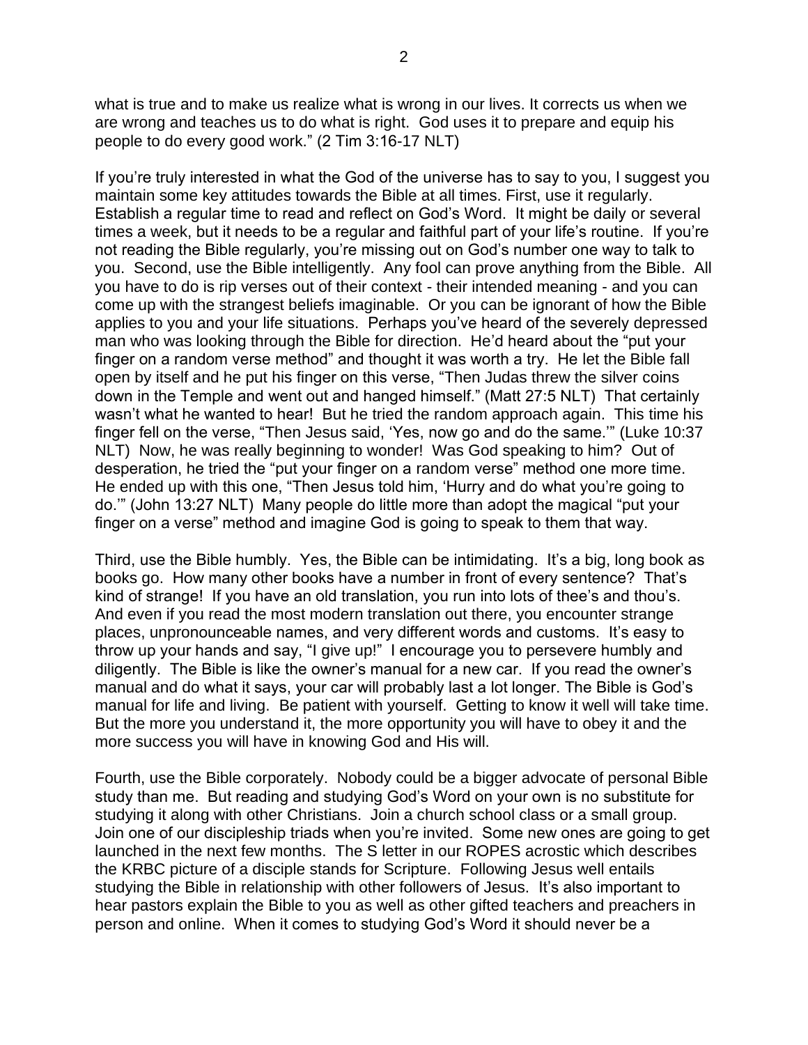what is true and to make us realize what is wrong in our lives. It corrects us when we are wrong and teaches us to do what is right. God uses it to prepare and equip his people to do every good work." (2 Tim 3:16-17 NLT)

If you're truly interested in what the God of the universe has to say to you, I suggest you maintain some key attitudes towards the Bible at all times. First, use it regularly. Establish a regular time to read and reflect on God's Word. It might be daily or several times a week, but it needs to be a regular and faithful part of your life's routine. If you're not reading the Bible regularly, you're missing out on God's number one way to talk to you. Second, use the Bible intelligently. Any fool can prove anything from the Bible. All you have to do is rip verses out of their context - their intended meaning - and you can come up with the strangest beliefs imaginable. Or you can be ignorant of how the Bible applies to you and your life situations. Perhaps you've heard of the severely depressed man who was looking through the Bible for direction. He'd heard about the "put your finger on a random verse method" and thought it was worth a try. He let the Bible fall open by itself and he put his finger on this verse, "Then Judas threw the silver coins down in the Temple and went out and hanged himself." (Matt 27:5 NLT) That certainly wasn't what he wanted to hear! But he tried the random approach again. This time his finger fell on the verse, "Then Jesus said, 'Yes, now go and do the same.'" (Luke 10:37 NLT) Now, he was really beginning to wonder! Was God speaking to him? Out of desperation, he tried the "put your finger on a random verse" method one more time. He ended up with this one, "Then Jesus told him, 'Hurry and do what you're going to do.'" (John 13:27 NLT) Many people do little more than adopt the magical "put your finger on a verse" method and imagine God is going to speak to them that way.

Third, use the Bible humbly. Yes, the Bible can be intimidating. It's a big, long book as books go. How many other books have a number in front of every sentence? That's kind of strange! If you have an old translation, you run into lots of thee's and thou's. And even if you read the most modern translation out there, you encounter strange places, unpronounceable names, and very different words and customs. It's easy to throw up your hands and say, "I give up!" I encourage you to persevere humbly and diligently. The Bible is like the owner's manual for a new car. If you read the owner's manual and do what it says, your car will probably last a lot longer. The Bible is God's manual for life and living. Be patient with yourself. Getting to know it well will take time. But the more you understand it, the more opportunity you will have to obey it and the more success you will have in knowing God and His will.

Fourth, use the Bible corporately. Nobody could be a bigger advocate of personal Bible study than me. But reading and studying God's Word on your own is no substitute for studying it along with other Christians. Join a church school class or a small group. Join one of our discipleship triads when you're invited. Some new ones are going to get launched in the next few months. The S letter in our ROPES acrostic which describes the KRBC picture of a disciple stands for Scripture. Following Jesus well entails studying the Bible in relationship with other followers of Jesus. It's also important to hear pastors explain the Bible to you as well as other gifted teachers and preachers in person and online. When it comes to studying God's Word it should never be a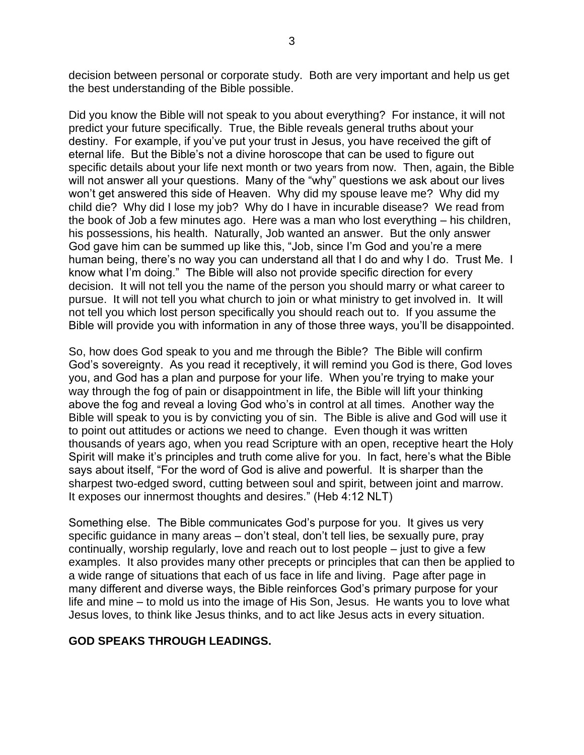decision between personal or corporate study. Both are very important and help us get the best understanding of the Bible possible.

Did you know the Bible will not speak to you about everything? For instance, it will not predict your future specifically. True, the Bible reveals general truths about your destiny. For example, if you've put your trust in Jesus, you have received the gift of eternal life. But the Bible's not a divine horoscope that can be used to figure out specific details about your life next month or two years from now. Then, again, the Bible will not answer all your questions. Many of the "why" questions we ask about our lives won't get answered this side of Heaven. Why did my spouse leave me? Why did my child die? Why did I lose my job? Why do I have in incurable disease? We read from the book of Job a few minutes ago. Here was a man who lost everything – his children, his possessions, his health. Naturally, Job wanted an answer. But the only answer God gave him can be summed up like this, "Job, since I'm God and you're a mere human being, there's no way you can understand all that I do and why I do. Trust Me. I know what I'm doing." The Bible will also not provide specific direction for every decision. It will not tell you the name of the person you should marry or what career to pursue. It will not tell you what church to join or what ministry to get involved in. It will not tell you which lost person specifically you should reach out to. If you assume the Bible will provide you with information in any of those three ways, you'll be disappointed.

So, how does God speak to you and me through the Bible? The Bible will confirm God's sovereignty. As you read it receptively, it will remind you God is there, God loves you, and God has a plan and purpose for your life. When you're trying to make your way through the fog of pain or disappointment in life, the Bible will lift your thinking above the fog and reveal a loving God who's in control at all times. Another way the Bible will speak to you is by convicting you of sin. The Bible is alive and God will use it to point out attitudes or actions we need to change. Even though it was written thousands of years ago, when you read Scripture with an open, receptive heart the Holy Spirit will make it's principles and truth come alive for you. In fact, here's what the Bible says about itself, "For the word of God is alive and powerful. It is sharper than the sharpest two-edged sword, cutting between soul and spirit, between joint and marrow. It exposes our innermost thoughts and desires." (Heb 4:12 NLT)

Something else. The Bible communicates God's purpose for you. It gives us very specific guidance in many areas – don't steal, don't tell lies, be sexually pure, pray continually, worship regularly, love and reach out to lost people – just to give a few examples. It also provides many other precepts or principles that can then be applied to a wide range of situations that each of us face in life and living. Page after page in many different and diverse ways, the Bible reinforces God's primary purpose for your life and mine – to mold us into the image of His Son, Jesus. He wants you to love what Jesus loves, to think like Jesus thinks, and to act like Jesus acts in every situation.

**GOD SPEAKS THROUGH LEADINGS.**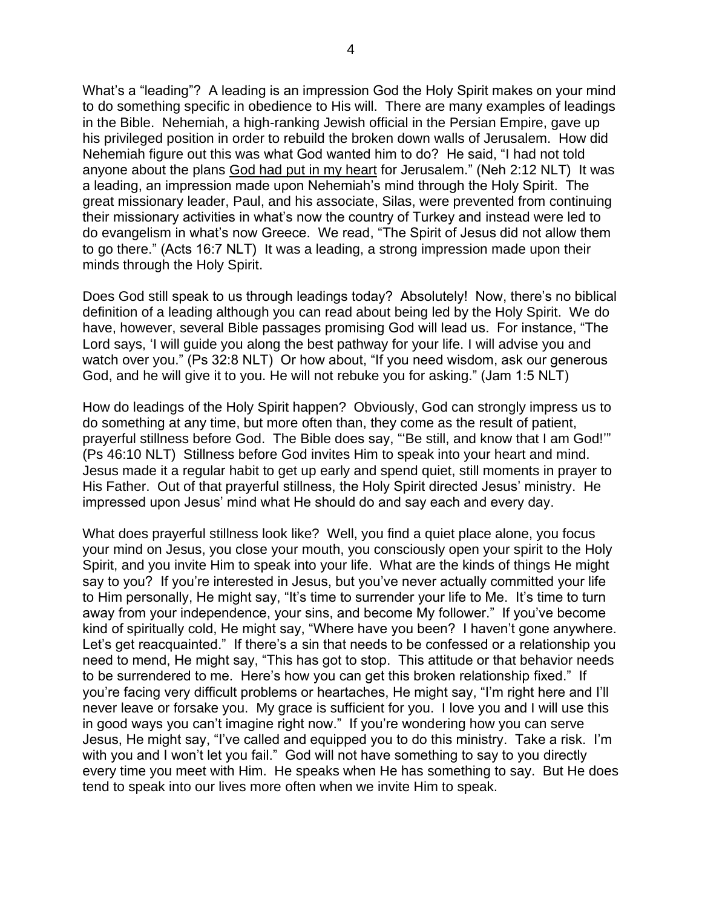What's a "leading"? A leading is an impression God the Holy Spirit makes on your mind to do something specific in obedience to His will. There are many examples of leadings in the Bible. Nehemiah, a high-ranking Jewish official in the Persian Empire, gave up his privileged position in order to rebuild the broken down walls of Jerusalem. How did Nehemiah figure out this was what God wanted him to do? He said, "I had not told anyone about the plans <u>God had put in my heart</u> for Jerusalem." (Neh 2:12 NLT) It was a leading, an impression made upon Nehemiah's mind through the Holy Spirit. The great missionary leader, Paul, and his associate, Silas, were prevented from continuing their missionary activities in what's now the country of Turkey and instead were led to do evangelism in what's now Greece. We read, "The Spirit of Jesus did not allow them to go there." (Acts 16:7 NLT) It was a leading, a strong impression made upon their minds through the Holy Spirit.

Does God still speak to us through leadings today? Absolutely! Now, there's no biblical definition of a leading although you can read about being led by the Holy Spirit. We do have, however, several Bible passages promising God will lead us. For instance, "The Lord says, 'I will guide you along the best pathway for your life. I will advise you and watch over you." (Ps 32:8 NLT) Or how about, "If you need wisdom, ask our generous God, and he will give it to you. He will not rebuke you for asking." (Jam 1:5 NLT)

How do leadings of the Holy Spirit happen? Obviously, God can strongly impress us to do something at any time, but more often than, they come as the result of patient, prayerful stillness before God. The Bible does say, "'Be still, and know that I am God!'" (Ps 46:10 NLT) Stillness before God invites Him to speak into your heart and mind. Jesus made it a regular habit to get up early and spend quiet, still moments in prayer to His Father. Out of that prayerful stillness, the Holy Spirit directed Jesus' ministry. He impressed upon Jesus' mind what He should do and say each and every day.

What does prayerful stillness look like? Well, you find a quiet place alone, you focus your mind on Jesus, you close your mouth, you consciously open your spirit to the Holy Spirit, and you invite Him to speak into your life. What are the kinds of things He might say to you? If you're interested in Jesus, but you've never actually committed your life to Him personally, He might say, "It's time to surrender your life to Me. It's time to turn away from your independence, your sins, and become My follower." If you've become kind of spiritually cold, He might say, "Where have you been? I haven't gone anywhere. Let's get reacquainted." If there's a sin that needs to be confessed or a relationship you need to mend, He might say, "This has got to stop. This attitude or that behavior needs to be surrendered to me. Here's how you can get this broken relationship fixed." If you're facing very difficult problems or heartaches, He might say, "I'm right here and I'll never leave or forsake you. My grace is sufficient for you. I love you and I will use this in good ways you can't imagine right now." If you're wondering how you can serve Jesus, He might say, "I've called and equipped you to do this ministry. Take a risk. I'm with you and I won't let you fail." God will not have something to say to you directly every time you meet with Him. He speaks when He has something to say. But He does tend to speak into our lives more often when we invite Him to speak.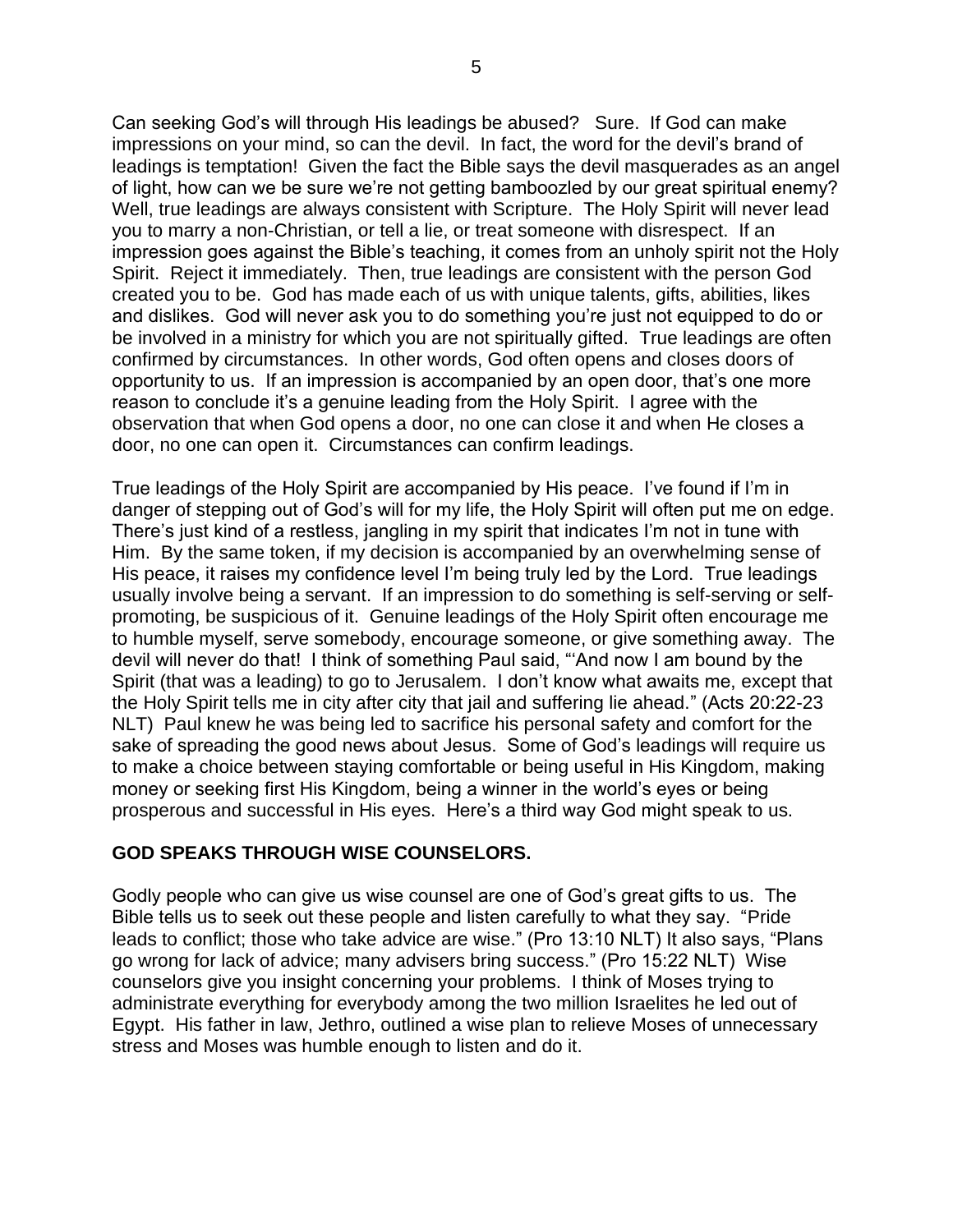Can seeking God's will through His leadings be abused? Sure. If God can make impressions on your mind, so can the devil. In fact, the word for the devil's brand of leadings is temptation! Given the fact the Bible says the devil masquerades as an angel of light, how can we be sure we're not getting bamboozled by our great spiritual enemy? Well, true leadings are always consistent with Scripture. The Holy Spirit will never lead you to marry a non-Christian, or tell a lie, or treat someone with disrespect. If an impression goes against the Bible's teaching, it comes from an unholy spirit not the Holy Spirit. Reject it immediately. Then, true leadings are consistent with the person God created you to be. God has made each of us with unique talents, gifts, abilities, likes and dislikes. God will never ask you to do something you're just not equipped to do or be involved in a ministry for which you are not spiritually gifted. True leadings are often confirmed by circumstances. In other words, God often opens and closes doors of opportunity to us. If an impression is accompanied by an open door, that's one more reason to conclude it's a genuine leading from the Holy Spirit. I agree with the observation that when God opens a door, no one can close it and when He closes a door, no one can open it. Circumstances can confirm leadings.

True leadings of the Holy Spirit are accompanied by His peace. I've found if I'm in danger of stepping out of God's will for my life, the Holy Spirit will often put me on edge. There's just kind of a restless, jangling in my spirit that indicates I'm not in tune with Him. By the same token, if my decision is accompanied by an overwhelming sense of His peace, it raises my confidence level I'm being truly led by the Lord. True leadings usually involve being a servant. If an impression to do something is self-serving or self-promoting, be suspicious of it. Genuine leadings of the Holy Spirit often encourage me to humble myself, serve somebody, encourage someone, or give something away. The devil will never do that! I think of something Paul said, "'And now I am bound by the Spirit (that was a leading) to go to Jerusalem. I don't know what awaits me, except that the Holy Spirit tells me in city after city that jail and suffering lie ahead." (Acts 20:22-23 NLT) Paul knew he was being led to sacrifice his personal safety and comfort for the sake of spreading the good news about Jesus. Some of God's leadings will require us to make a choice between staying comfortable or being useful in His Kingdom, making money or seeking first His Kingdom, being a winner in the world's eyes or being prosperous and successful in His eyes. Here's a third way God might speak to us.

**GOD SPEAKS THROUGH WISE COUNSELORS.**

Godly people who can give us wise counsel are one of God's great gifts to us. The Bible tells us to seek out these people and listen carefully to what they say. "Pride leads to conflict; those who take advice are wise." (Pro 13:10 NLT) It also says, "Plans go wrong for lack of advice; many advisers bring success." (Pro 15:22 NLT) Wise counselors give you insight concerning your problems. I think of Moses trying to administrate everything for everybody among the two million Israelites he led out of Egypt. His father in law, Jethro, outlined a wise plan to relieve Moses of unnecessary stress and Moses was humble enough to listen and do it.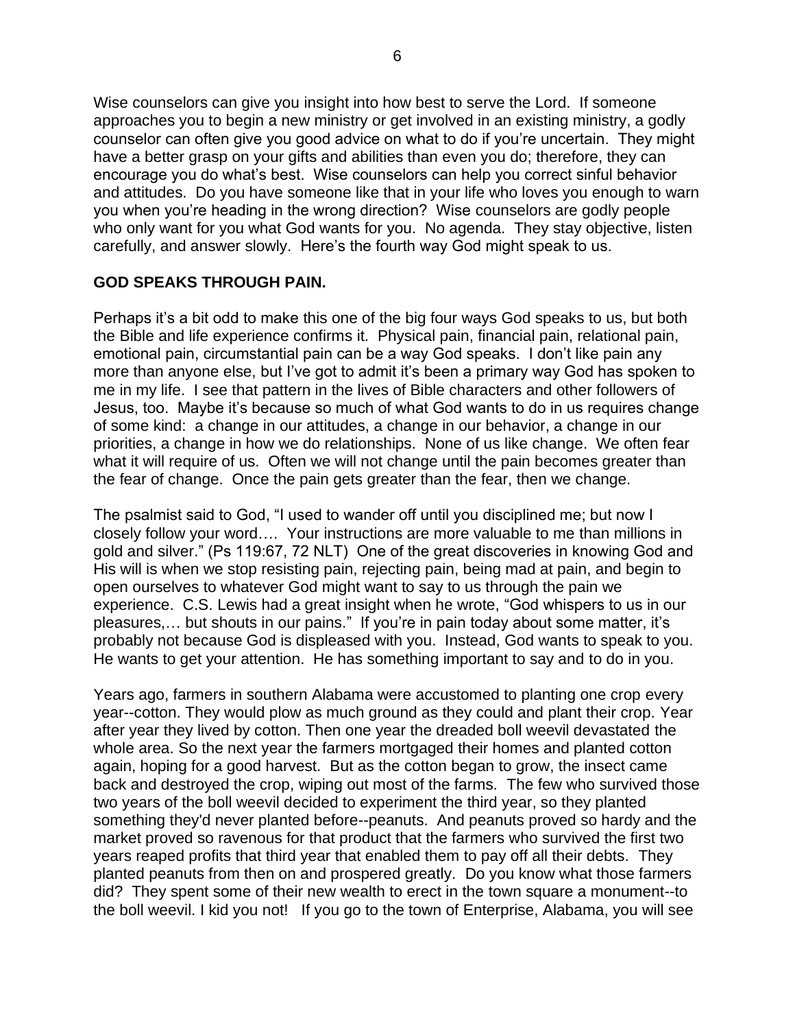Wise counselors can give you insight into how best to serve the Lord. If someone approaches you to begin a new ministry or get involved in an existing ministry, a godly counselor can often give you good advice on what to do if you're uncertain. They might have a better grasp on your gifts and abilities than even you do; therefore, they can encourage you do what's best. Wise counselors can help you correct sinful behavior and attitudes. Do you have someone like that in your life who loves you enough to warn you when you're heading in the wrong direction? Wise counselors are godly people who only want for you what God wants for you. No agenda. They stay objective, listen carefully, and answer slowly. Here's the fourth way God might speak to us.

**GOD SPEAKS THROUGH PAIN.**

Perhaps it's a bit odd to make this one of the big four ways God speaks to us, but both the Bible and life experience confirms it. Physical pain, financial pain, relational pain, emotional pain, circumstantial pain can be a way God speaks. I don't like pain any more than anyone else, but I've got to admit it's been a primary way God has spoken to me in my life. I see that pattern in the lives of Bible characters and other followers of Jesus, too. Maybe it's because so much of what God wants to do in us requires change of some kind: a change in our attitudes, a change in our behavior, a change in our priorities, a change in how we do relationships. None of us like change. We often fear what it will require of us. Often we will not change until the pain becomes greater than the fear of change. Once the pain gets greater than the fear, then we change.

The psalmist said to God, "I used to wander off until you disciplined me; but now I closely follow your word…. Your instructions are more valuable to me than millions in gold and silver." (Ps 119:67, 72 NLT) One of the great discoveries in knowing God and His will is when we stop resisting pain, rejecting pain, being mad at pain, and begin to open ourselves to whatever God might want to say to us through the pain we experience. C.S. Lewis had a great insight when he wrote, "God whispers to us in our pleasures,… but shouts in our pains." If you're in pain today about some matter, it's probably not because God is displeased with you. Instead, God wants to speak to you. He wants to get your attention. He has something important to say and to do in you.

Years ago, farmers in southern Alabama were accustomed to planting one crop every year--cotton. They would plow as much ground as they could and plant their crop. Year after year they lived by cotton. Then one year the dreaded boll weevil devastated the whole area. So the next year the farmers mortgaged their homes and planted cotton again, hoping for a good harvest. But as the cotton began to grow, the insect came back and destroyed the crop, wiping out most of the farms. The few who survived those two years of the boll weevil decided to experiment the third year, so they planted something they'd never planted before--peanuts. And peanuts proved so hardy and the market proved so ravenous for that product that the farmers who survived the first two years reaped profits that third year that enabled them to pay off all their debts. They planted peanuts from then on and prospered greatly. Do you know what those farmers did? They spent some of their new wealth to erect in the town square a monument--to the boll weevil. I kid you not! If you go to the town of Enterprise, Alabama, you will see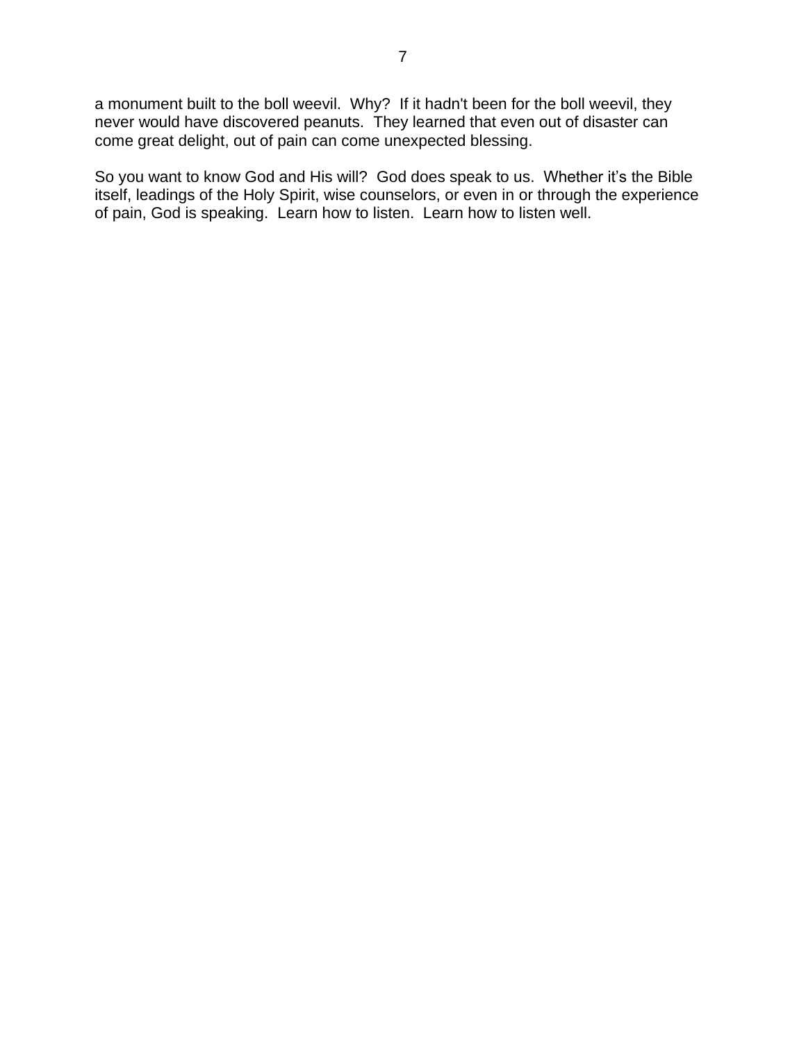a monument built to the boll weevil. Why? If it hadn't been for the boll weevil, they never would have discovered peanuts. They learned that even out of disaster can come great delight, out of pain can come unexpected blessing.

So you want to know God and His will? God does speak to us. Whether it's the Bible itself, leadings of the Holy Spirit, wise counselors, or even in or through the experience of pain, God is speaking. Learn how to listen. Learn how to listen well.